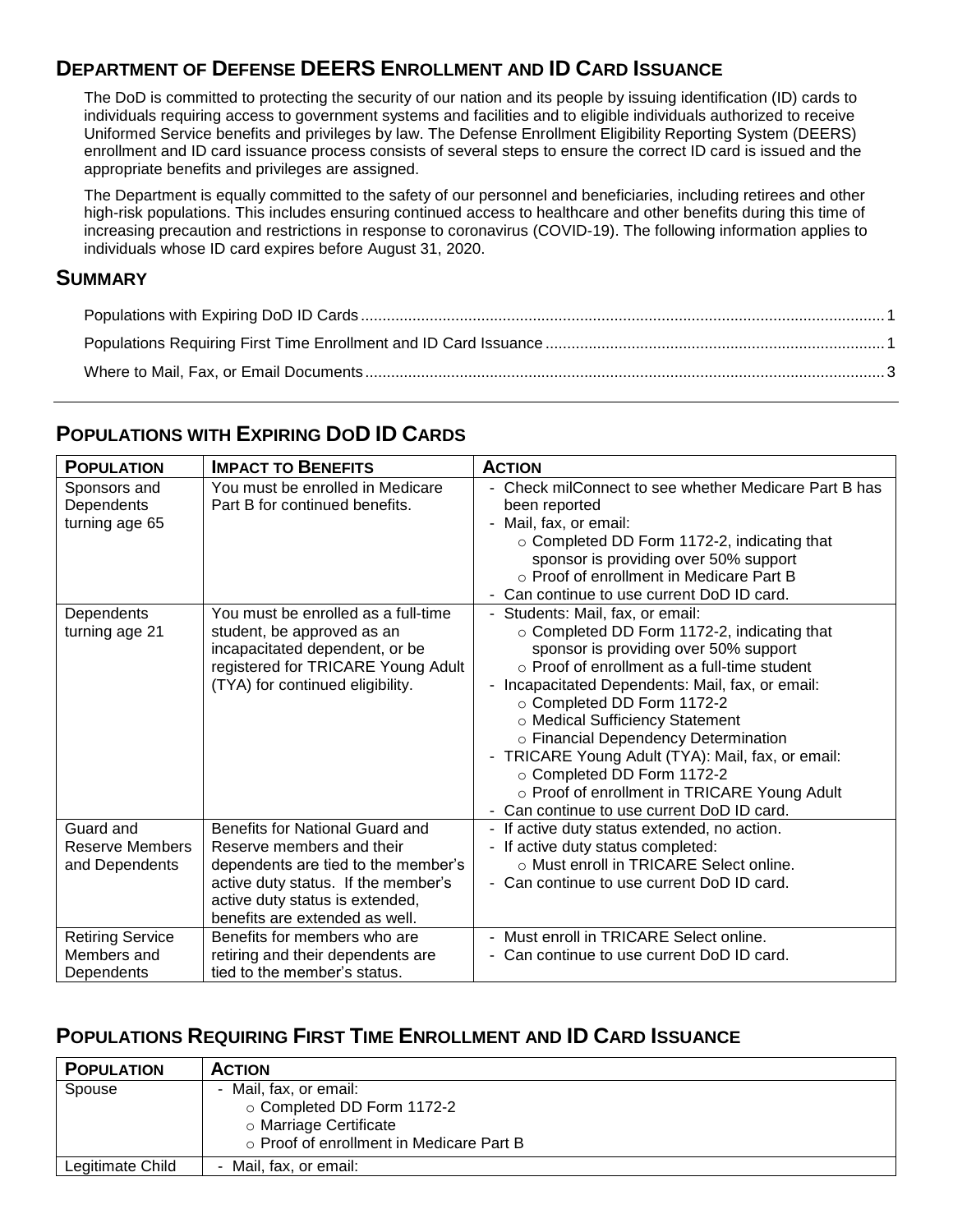## Department of Defense DEERS Enrollment and ID Card Issuance

The DoD is committed to protecting the security of our nation and its people by issuing identification (ID) cards to individuals requiring access to government systems and facilities and to eligible individuals authorized to receive Uniformed Service benefits and privileges by law. The Defense Enrollment Eligibility Reporting System (DEERS) enrollment and ID card issuance process consists of several steps to ensure the correct ID card is issued and the appropriate benefits and privileges are assigned.

The Department is equally committed to the safety of our personnel and beneficiaries, including retirees and other high-risk populations. This includes ensuring continued access to healthcare and other benefits during this time of increasing precaution and restrictions in response to coronavirus (COVID-19). The following information applies to individuals whose ID card expires before August 31, 2020.

## Summary

- Populations with Expiring DoD ID Cards ........ 1
- Populations Requiring First Time Enrollment and ID Card Issuance ........ 1
- Where to Mail, Fax, or Email Documents ........ 3

## Populations with Expiring DoD ID Cards

| Population | Impact to Benefits | Action |
|---|---|---|
| Sponsors and Dependents turning age 65 | You must be enrolled in Medicare Part B for continued benefits. | - Check milConnect to see whether Medicare Part B has been reported<br>- Mail, fax, or email:<br>○ Completed DD Form 1172-2, indicating that sponsor is providing over 50% support<br>○ Proof of enrollment in Medicare Part B<br>- Can continue to use current DoD ID card. |
| Dependents turning age 21 | You must be enrolled as a full-time student, be approved as an incapacitated dependent, or be registered for TRICARE Young Adult (TYA) for continued eligibility. | - Students: Mail, fax, or email:<br>○ Completed DD Form 1172-2, indicating that sponsor is providing over 50% support<br>○ Proof of enrollment as a full-time student<br>- Incapacitated Dependents: Mail, fax, or email:<br>○ Completed DD Form 1172-2<br>○ Medical Sufficiency Statement<br>○ Financial Dependency Determination<br>- TRICARE Young Adult (TYA): Mail, fax, or email:<br>○ Completed DD Form 1172-2<br>○ Proof of enrollment in TRICARE Young Adult<br>- Can continue to use current DoD ID card. |
| Guard and Reserve Members and Dependents | Benefits for National Guard and Reserve members and their dependents are tied to the member's active duty status. If the member's active duty status is extended, benefits are extended as well. | - If active duty status extended, no action.<br>- If active duty status completed:<br>○ Must enroll in TRICARE Select online.<br>- Can continue to use current DoD ID card. |
| Retiring Service Members and Dependents | Benefits for members who are retiring and their dependents are tied to the member's status. | - Must enroll in TRICARE Select online.<br>- Can continue to use current DoD ID card. |

## Populations Requiring First Time Enrollment and ID Card Issuance

| Population | Action |
|---|---|
| Spouse | - Mail, fax, or email:<br>○ Completed DD Form 1172-2<br>○ Marriage Certificate<br>○ Proof of enrollment in Medicare Part B |
| Legitimate Child | - Mail, fax, or email: |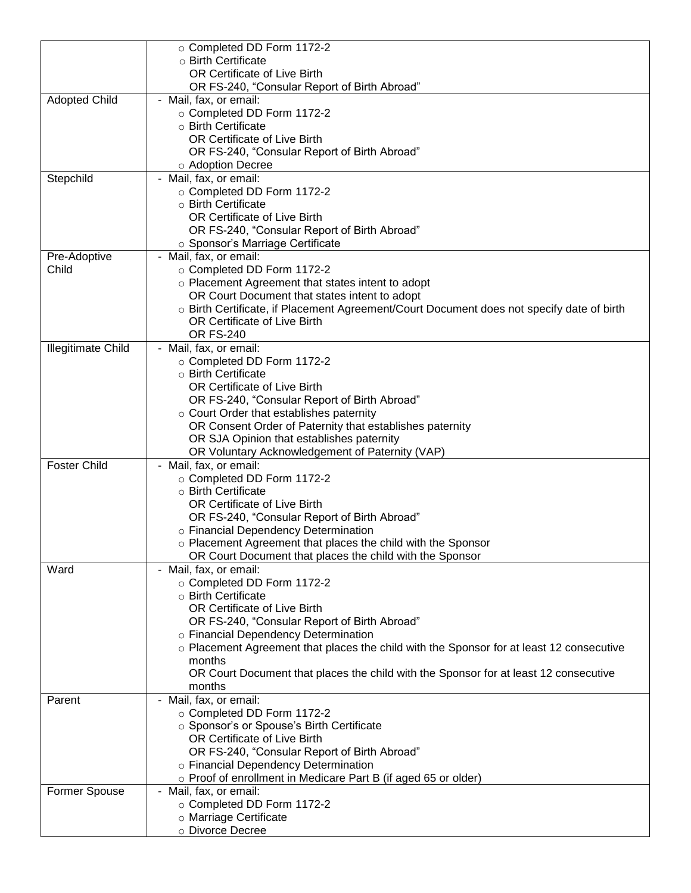| | |
|---|---|
| | ○ Completed DD Form 1172-2<br>○ Birth Certificate<br>OR Certificate of Live Birth<br>OR FS-240, "Consular Report of Birth Abroad" |
| Adopted Child | - Mail, fax, or email:<br>○ Completed DD Form 1172-2<br>○ Birth Certificate<br>OR Certificate of Live Birth<br>OR FS-240, "Consular Report of Birth Abroad"<br>○ Adoption Decree |
| Stepchild | - Mail, fax, or email:<br>○ Completed DD Form 1172-2<br>○ Birth Certificate<br>OR Certificate of Live Birth<br>OR FS-240, "Consular Report of Birth Abroad"<br>○ Sponsor's Marriage Certificate |
| Pre-Adoptive Child | - Mail, fax, or email:<br>○ Completed DD Form 1172-2<br>○ Placement Agreement that states intent to adopt<br>OR Court Document that states intent to adopt<br>○ Birth Certificate, if Placement Agreement/Court Document does not specify date of birth<br>OR Certificate of Live Birth<br>OR FS-240 |
| Illegitimate Child | - Mail, fax, or email:<br>○ Completed DD Form 1172-2<br>○ Birth Certificate<br>OR Certificate of Live Birth<br>OR FS-240, "Consular Report of Birth Abroad"<br>○ Court Order that establishes paternity<br>OR Consent Order of Paternity that establishes paternity<br>OR SJA Opinion that establishes paternity<br>OR Voluntary Acknowledgement of Paternity (VAP) |
| Foster Child | - Mail, fax, or email:<br>○ Completed DD Form 1172-2<br>○ Birth Certificate<br>OR Certificate of Live Birth<br>OR FS-240, "Consular Report of Birth Abroad"<br>○ Financial Dependency Determination<br>○ Placement Agreement that places the child with the Sponsor<br>OR Court Document that places the child with the Sponsor |
| Ward | - Mail, fax, or email:<br>○ Completed DD Form 1172-2<br>○ Birth Certificate<br>OR Certificate of Live Birth<br>OR FS-240, "Consular Report of Birth Abroad"<br>○ Financial Dependency Determination<br>○ Placement Agreement that places the child with the Sponsor for at least 12 consecutive months<br>OR Court Document that places the child with the Sponsor for at least 12 consecutive months |
| Parent | - Mail, fax, or email:<br>○ Completed DD Form 1172-2<br>○ Sponsor's or Spouse's Birth Certificate<br>OR Certificate of Live Birth<br>OR FS-240, "Consular Report of Birth Abroad"<br>○ Financial Dependency Determination<br>○ Proof of enrollment in Medicare Part B (if aged 65 or older) |
| Former Spouse | - Mail, fax, or email:<br>○ Completed DD Form 1172-2<br>○ Marriage Certificate<br>○ Divorce Decree |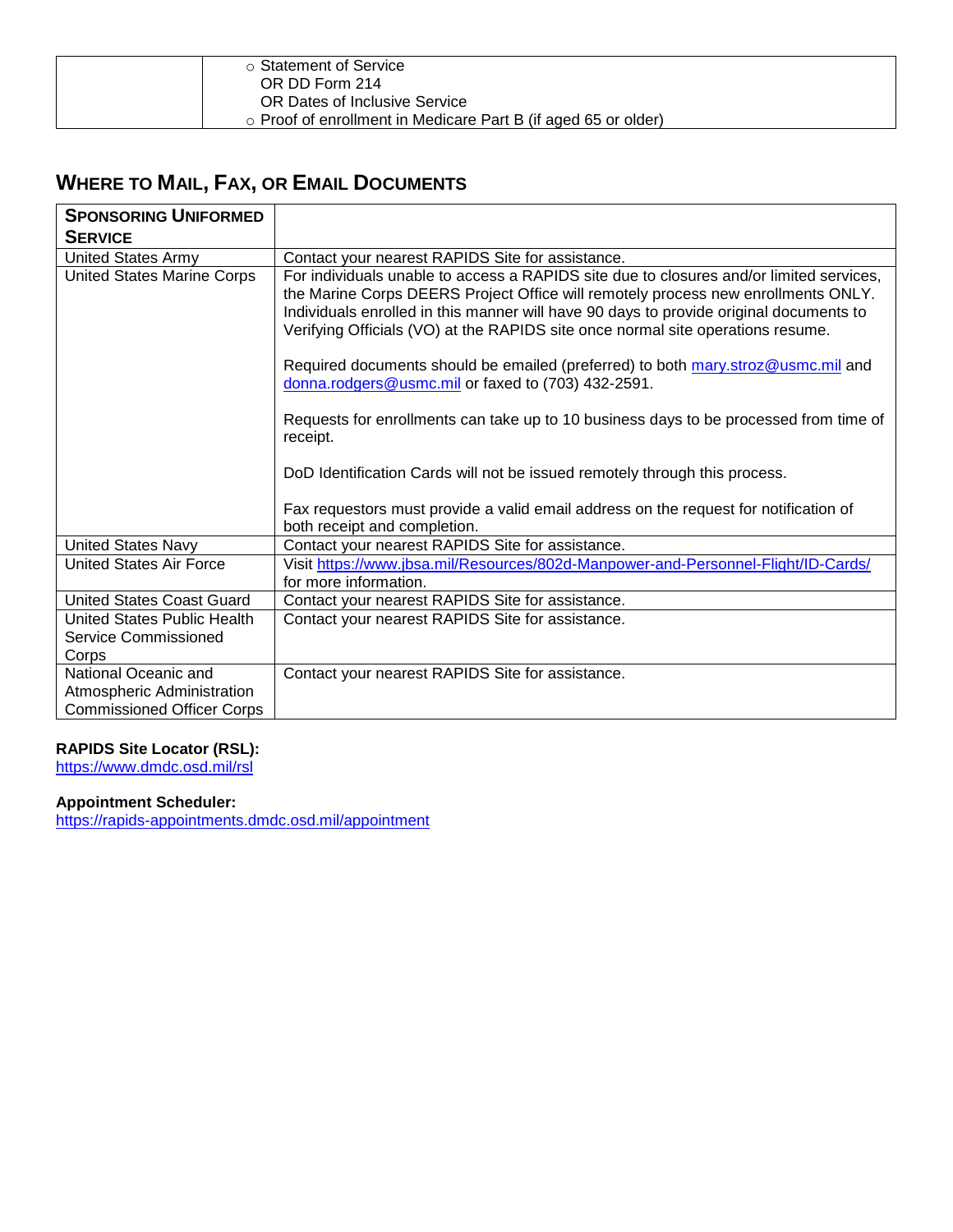| | |
|---|---|
| | ○ Statement of Service<br>OR DD Form 214<br>OR Dates of Inclusive Service<br>○ Proof of enrollment in Medicare Part B (if aged 65 or older) |

## Where to Mail, Fax, or Email Documents

| Sponsoring Uniformed Service | |
|---|---|
| United States Army | Contact your nearest RAPIDS Site for assistance. |
| United States Marine Corps | For individuals unable to access a RAPIDS site due to closures and/or limited services, the Marine Corps DEERS Project Office will remotely process new enrollments ONLY. Individuals enrolled in this manner will have 90 days to provide original documents to Verifying Officials (VO) at the RAPIDS site once normal site operations resume.<br><br>Required documents should be emailed (preferred) to both mary.stroz@usmc.mil and donna.rodgers@usmc.mil or faxed to (703) 432-2591.<br><br>Requests for enrollments can take up to 10 business days to be processed from time of receipt.<br><br>DoD Identification Cards will not be issued remotely through this process.<br><br>Fax requestors must provide a valid email address on the request for notification of both receipt and completion. |
| United States Navy | Contact your nearest RAPIDS Site for assistance. |
| United States Air Force | Visit https://www.jbsa.mil/Resources/802d-Manpower-and-Personnel-Flight/ID-Cards/ for more information. |
| United States Coast Guard | Contact your nearest RAPIDS Site for assistance. |
| United States Public Health Service Commissioned Corps | Contact your nearest RAPIDS Site for assistance. |
| National Oceanic and Atmospheric Administration Commissioned Officer Corps | Contact your nearest RAPIDS Site for assistance. |

**RAPIDS Site Locator (RSL):**
https://www.dmdc.osd.mil/rsl

**Appointment Scheduler:**
https://rapids-appointments.dmdc.osd.mil/appointment